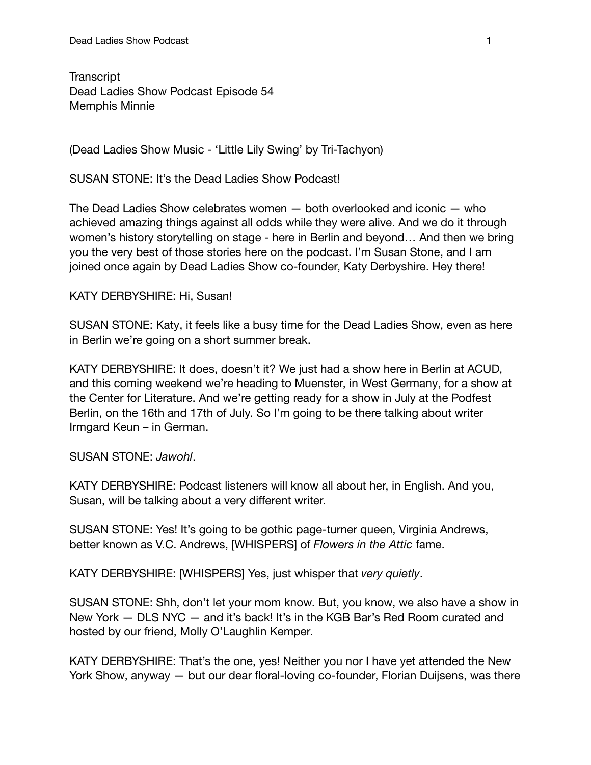Transcript
Dead Ladies Show Podcast Episode 54
Memphis Minnie

(Dead Ladies Show Music - 'Little Lily Swing' by Tri-Tachyon)

SUSAN STONE: It's the Dead Ladies Show Podcast!

The Dead Ladies Show celebrates women — both overlooked and iconic — who achieved amazing things against all odds while they were alive. And we do it through women's history storytelling on stage - here in Berlin and beyond… And then we bring you the very best of those stories here on the podcast. I'm Susan Stone, and I am joined once again by Dead Ladies Show co-founder, Katy Derbyshire. Hey there!

KATY DERBYSHIRE: Hi, Susan!

SUSAN STONE: Katy, it feels like a busy time for the Dead Ladies Show, even as here in Berlin we're going on a short summer break.

KATY DERBYSHIRE: It does, doesn't it? We just had a show here in Berlin at ACUD, and this coming weekend we're heading to Muenster, in West Germany, for a show at the Center for Literature. And we're getting ready for a show in July at the Podfest Berlin, on the 16th and 17th of July. So I'm going to be there talking about writer Irmgard Keun – in German.

SUSAN STONE: *Jawohl*.

KATY DERBYSHIRE: Podcast listeners will know all about her, in English. And you, Susan, will be talking about a very different writer.

SUSAN STONE: Yes! It's going to be gothic page-turner queen, Virginia Andrews, better known as V.C. Andrews, [WHISPERS] of *Flowers in the Attic* fame.

KATY DERBYSHIRE: [WHISPERS] Yes, just whisper that *very quietly*.

SUSAN STONE: Shh, don't let your mom know. But, you know, we also have a show in New York — DLS NYC — and it's back! It's in the KGB Bar's Red Room curated and hosted by our friend, Molly O'Laughlin Kemper.

KATY DERBYSHIRE: That's the one, yes! Neither you nor I have yet attended the New York Show, anyway — but our dear floral-loving co-founder, Florian Duijsens, was there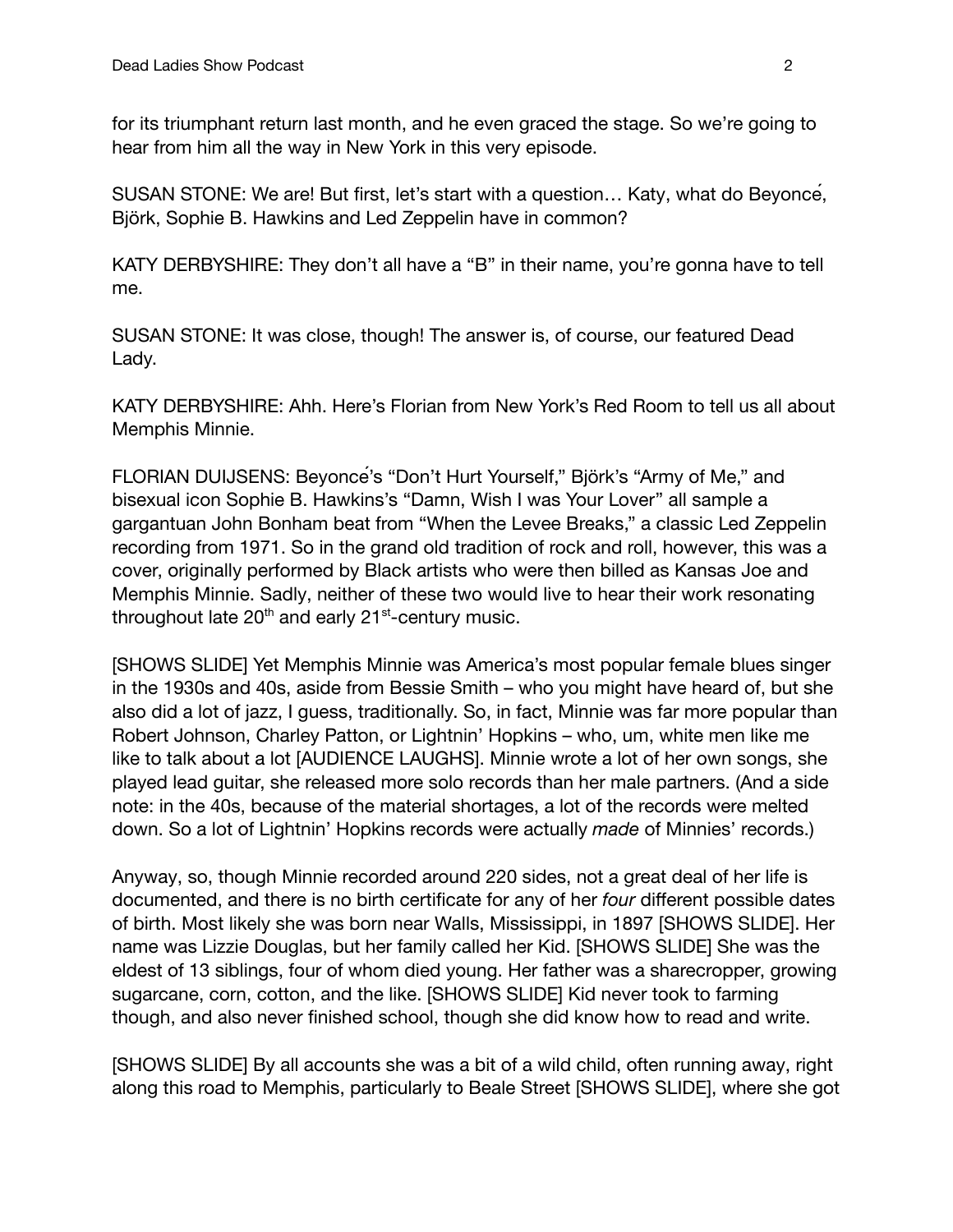for its triumphant return last month, and he even graced the stage. So we're going to hear from him all the way in New York in this very episode.

SUSAN STONE: We are! But first, let's start with a question… Katy, what do Beyoncé, Björk, Sophie B. Hawkins and Led Zeppelin have in common?

KATY DERBYSHIRE: They don't all have a "B" in their name, you're gonna have to tell me.

SUSAN STONE: It was close, though! The answer is, of course, our featured Dead Lady.

KATY DERBYSHIRE: Ahh. Here's Florian from New York's Red Room to tell us all about Memphis Minnie.

FLORIAN DUIJSENS: Beyoncé's "Don't Hurt Yourself," Björk's "Army of Me," and bisexual icon Sophie B. Hawkins's "Damn, Wish I was Your Lover" all sample a gargantuan John Bonham beat from "When the Levee Breaks," a classic Led Zeppelin recording from 1971. So in the grand old tradition of rock and roll, however, this was a cover, originally performed by Black artists who were then billed as Kansas Joe and Memphis Minnie. Sadly, neither of these two would live to hear their work resonating throughout late 20th and early 21st-century music.

[SHOWS SLIDE] Yet Memphis Minnie was America's most popular female blues singer in the 1930s and 40s, aside from Bessie Smith – who you might have heard of, but she also did a lot of jazz, I guess, traditionally. So, in fact, Minnie was far more popular than Robert Johnson, Charley Patton, or Lightnin' Hopkins – who, um, white men like me like to talk about a lot [AUDIENCE LAUGHS]. Minnie wrote a lot of her own songs, she played lead guitar, she released more solo records than her male partners. (And a side note: in the 40s, because of the material shortages, a lot of the records were melted down. So a lot of Lightnin' Hopkins records were actually *made* of Minnies' records.)

Anyway, so, though Minnie recorded around 220 sides, not a great deal of her life is documented, and there is no birth certificate for any of her *four* different possible dates of birth. Most likely she was born near Walls, Mississippi, in 1897 [SHOWS SLIDE]. Her name was Lizzie Douglas, but her family called her Kid. [SHOWS SLIDE] She was the eldest of 13 siblings, four of whom died young. Her father was a sharecropper, growing sugarcane, corn, cotton, and the like. [SHOWS SLIDE] Kid never took to farming though, and also never finished school, though she did know how to read and write.

[SHOWS SLIDE] By all accounts she was a bit of a wild child, often running away, right along this road to Memphis, particularly to Beale Street [SHOWS SLIDE], where she got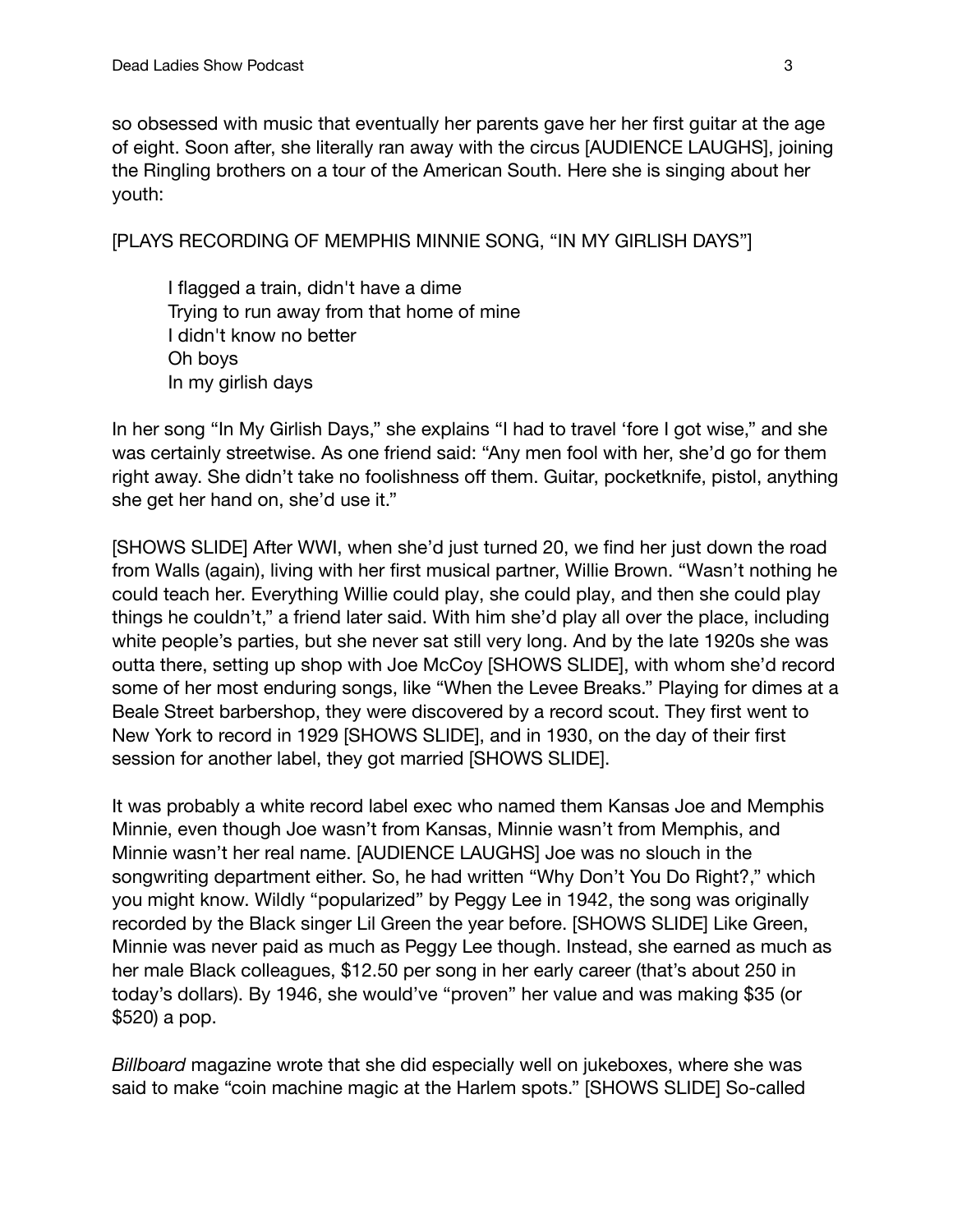so obsessed with music that eventually her parents gave her her first guitar at the age of eight. Soon after, she literally ran away with the circus [AUDIENCE LAUGHS], joining the Ringling brothers on a tour of the American South. Here she is singing about her youth:

[PLAYS RECORDING OF MEMPHIS MINNIE SONG, "IN MY GIRLISH DAYS"]

> I flagged a train, didn't have a dime
> Trying to run away from that home of mine
> I didn't know no better
> Oh boys
> In my girlish days

In her song "In My Girlish Days," she explains "I had to travel 'fore I got wise," and she was certainly streetwise. As one friend said: "Any men fool with her, she'd go for them right away. She didn't take no foolishness off them. Guitar, pocketknife, pistol, anything she get her hand on, she'd use it."

[SHOWS SLIDE] After WWI, when she'd just turned 20, we find her just down the road from Walls (again), living with her first musical partner, Willie Brown. "Wasn't nothing he could teach her. Everything Willie could play, she could play, and then she could play things he couldn't," a friend later said. With him she'd play all over the place, including white people's parties, but she never sat still very long. And by the late 1920s she was outta there, setting up shop with Joe McCoy [SHOWS SLIDE], with whom she'd record some of her most enduring songs, like "When the Levee Breaks." Playing for dimes at a Beale Street barbershop, they were discovered by a record scout. They first went to New York to record in 1929 [SHOWS SLIDE], and in 1930, on the day of their first session for another label, they got married [SHOWS SLIDE].

It was probably a white record label exec who named them Kansas Joe and Memphis Minnie, even though Joe wasn't from Kansas, Minnie wasn't from Memphis, and Minnie wasn't her real name. [AUDIENCE LAUGHS] Joe was no slouch in the songwriting department either. So, he had written "Why Don't You Do Right?," which you might know. Wildly "popularized" by Peggy Lee in 1942, the song was originally recorded by the Black singer Lil Green the year before. [SHOWS SLIDE] Like Green, Minnie was never paid as much as Peggy Lee though. Instead, she earned as much as her male Black colleagues, $12.50 per song in her early career (that's about 250 in today's dollars). By 1946, she would've "proven" her value and was making $35 (or $520) a pop.

*Billboard* magazine wrote that she did especially well on jukeboxes, where she was said to make "coin machine magic at the Harlem spots." [SHOWS SLIDE] So-called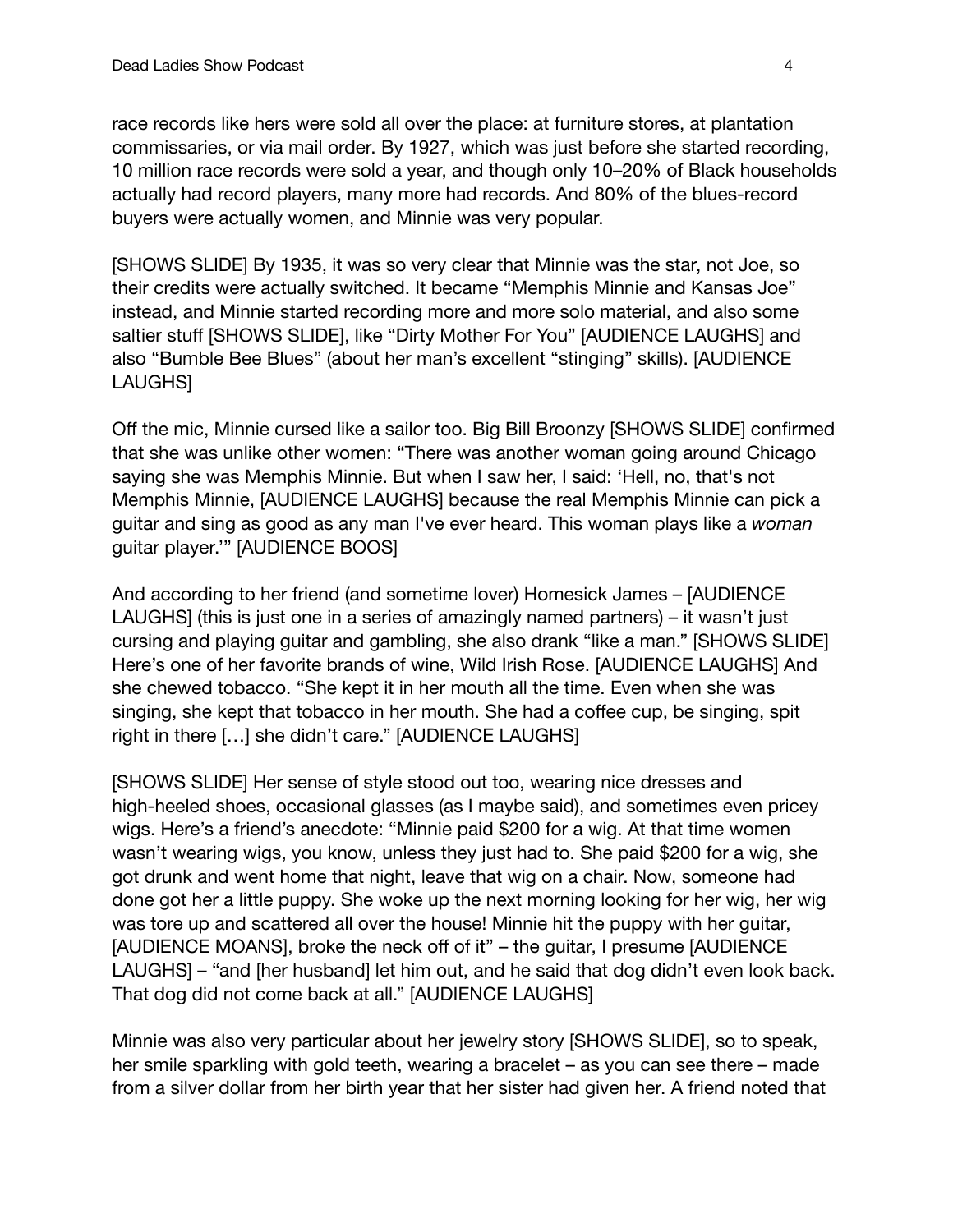race records like hers were sold all over the place: at furniture stores, at plantation commissaries, or via mail order. By 1927, which was just before she started recording, 10 million race records were sold a year, and though only 10–20% of Black households actually had record players, many more had records. And 80% of the blues-record buyers were actually women, and Minnie was very popular.

[SHOWS SLIDE] By 1935, it was so very clear that Minnie was the star, not Joe, so their credits were actually switched. It became "Memphis Minnie and Kansas Joe" instead, and Minnie started recording more and more solo material, and also some saltier stuff [SHOWS SLIDE], like "Dirty Mother For You" [AUDIENCE LAUGHS] and also "Bumble Bee Blues" (about her man's excellent "stinging" skills). [AUDIENCE LAUGHS]

Off the mic, Minnie cursed like a sailor too. Big Bill Broonzy [SHOWS SLIDE] confirmed that she was unlike other women: "There was another woman going around Chicago saying she was Memphis Minnie. But when I saw her, I said: 'Hell, no, that's not Memphis Minnie, [AUDIENCE LAUGHS] because the real Memphis Minnie can pick a guitar and sing as good as any man I've ever heard. This woman plays like a *woman* guitar player.'" [AUDIENCE BOOS]

And according to her friend (and sometime lover) Homesick James – [AUDIENCE LAUGHS] (this is just one in a series of amazingly named partners) – it wasn't just cursing and playing guitar and gambling, she also drank "like a man." [SHOWS SLIDE] Here's one of her favorite brands of wine, Wild Irish Rose. [AUDIENCE LAUGHS] And she chewed tobacco. "She kept it in her mouth all the time. Even when she was singing, she kept that tobacco in her mouth. She had a coffee cup, be singing, spit right in there […] she didn't care." [AUDIENCE LAUGHS]

[SHOWS SLIDE] Her sense of style stood out too, wearing nice dresses and high-heeled shoes, occasional glasses (as I maybe said), and sometimes even pricey wigs. Here's a friend's anecdote: "Minnie paid $200 for a wig. At that time women wasn't wearing wigs, you know, unless they just had to. She paid $200 for a wig, she got drunk and went home that night, leave that wig on a chair. Now, someone had done got her a little puppy. She woke up the next morning looking for her wig, her wig was tore up and scattered all over the house! Minnie hit the puppy with her guitar, [AUDIENCE MOANS], broke the neck off of it" – the guitar, I presume [AUDIENCE LAUGHS] – "and [her husband] let him out, and he said that dog didn't even look back. That dog did not come back at all." [AUDIENCE LAUGHS]

Minnie was also very particular about her jewelry story [SHOWS SLIDE], so to speak, her smile sparkling with gold teeth, wearing a bracelet – as you can see there – made from a silver dollar from her birth year that her sister had given her. A friend noted that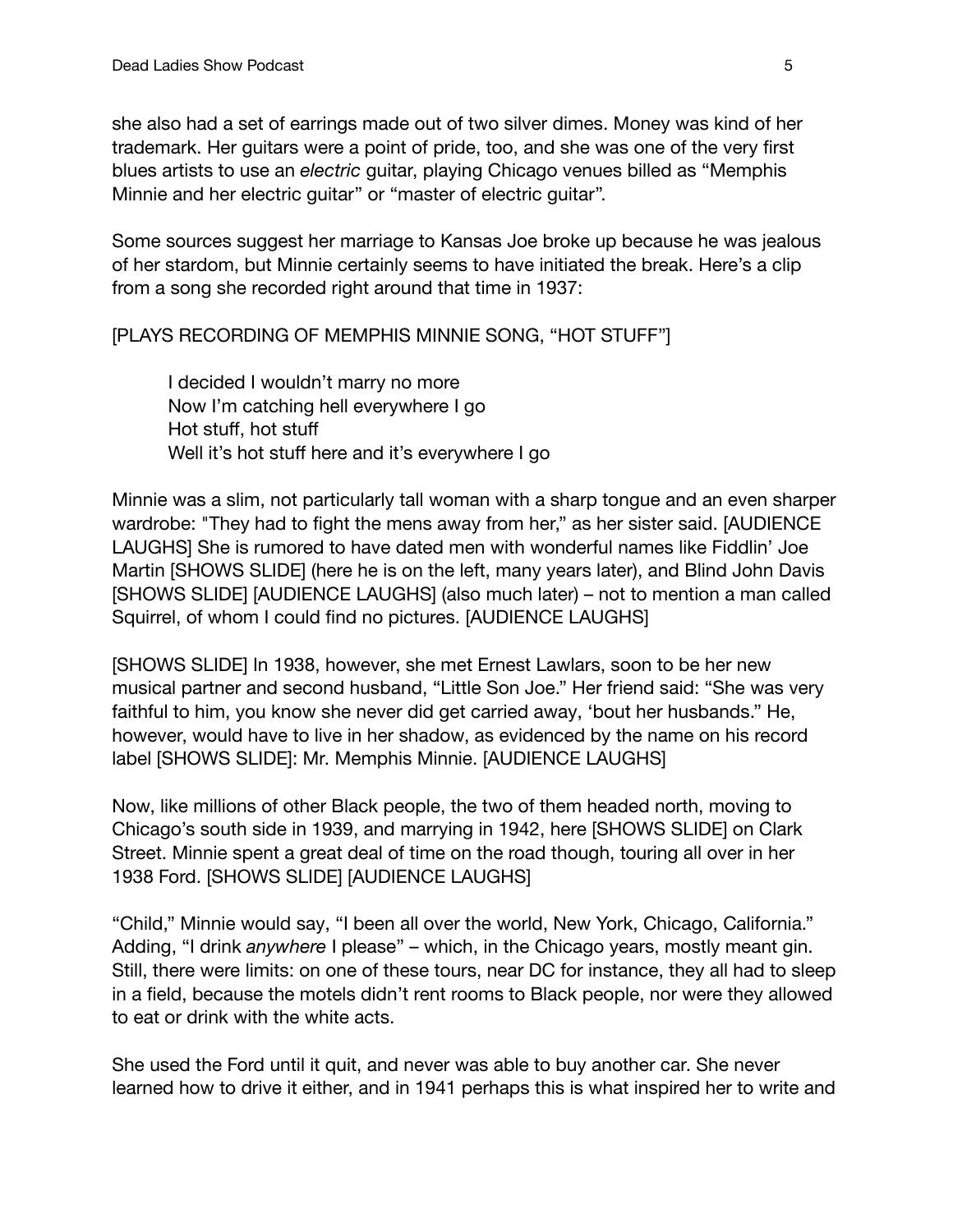she also had a set of earrings made out of two silver dimes. Money was kind of her trademark. Her guitars were a point of pride, too, and she was one of the very first blues artists to use an *electric* guitar, playing Chicago venues billed as "Memphis Minnie and her electric guitar" or "master of electric guitar".

Some sources suggest her marriage to Kansas Joe broke up because he was jealous of her stardom, but Minnie certainly seems to have initiated the break. Here's a clip from a song she recorded right around that time in 1937:

[PLAYS RECORDING OF MEMPHIS MINNIE SONG, "HOT STUFF"]

> I decided I wouldn't marry no more
> Now I'm catching hell everywhere I go
> Hot stuff, hot stuff
> Well it's hot stuff here and it's everywhere I go

Minnie was a slim, not particularly tall woman with a sharp tongue and an even sharper wardrobe: "They had to fight the mens away from her," as her sister said. [AUDIENCE LAUGHS] She is rumored to have dated men with wonderful names like Fiddlin' Joe Martin [SHOWS SLIDE] (here he is on the left, many years later), and Blind John Davis [SHOWS SLIDE] [AUDIENCE LAUGHS] (also much later) – not to mention a man called Squirrel, of whom I could find no pictures. [AUDIENCE LAUGHS]

[SHOWS SLIDE] In 1938, however, she met Ernest Lawlars, soon to be her new musical partner and second husband, "Little Son Joe." Her friend said: "She was very faithful to him, you know she never did get carried away, 'bout her husbands." He, however, would have to live in her shadow, as evidenced by the name on his record label [SHOWS SLIDE]: Mr. Memphis Minnie. [AUDIENCE LAUGHS]

Now, like millions of other Black people, the two of them headed north, moving to Chicago's south side in 1939, and marrying in 1942, here [SHOWS SLIDE] on Clark Street. Minnie spent a great deal of time on the road though, touring all over in her 1938 Ford. [SHOWS SLIDE] [AUDIENCE LAUGHS]

"Child," Minnie would say, "I been all over the world, New York, Chicago, California." Adding, "I drink *anywhere* I please" – which, in the Chicago years, mostly meant gin. Still, there were limits: on one of these tours, near DC for instance, they all had to sleep in a field, because the motels didn't rent rooms to Black people, nor were they allowed to eat or drink with the white acts.

She used the Ford until it quit, and never was able to buy another car. She never learned how to drive it either, and in 1941 perhaps this is what inspired her to write and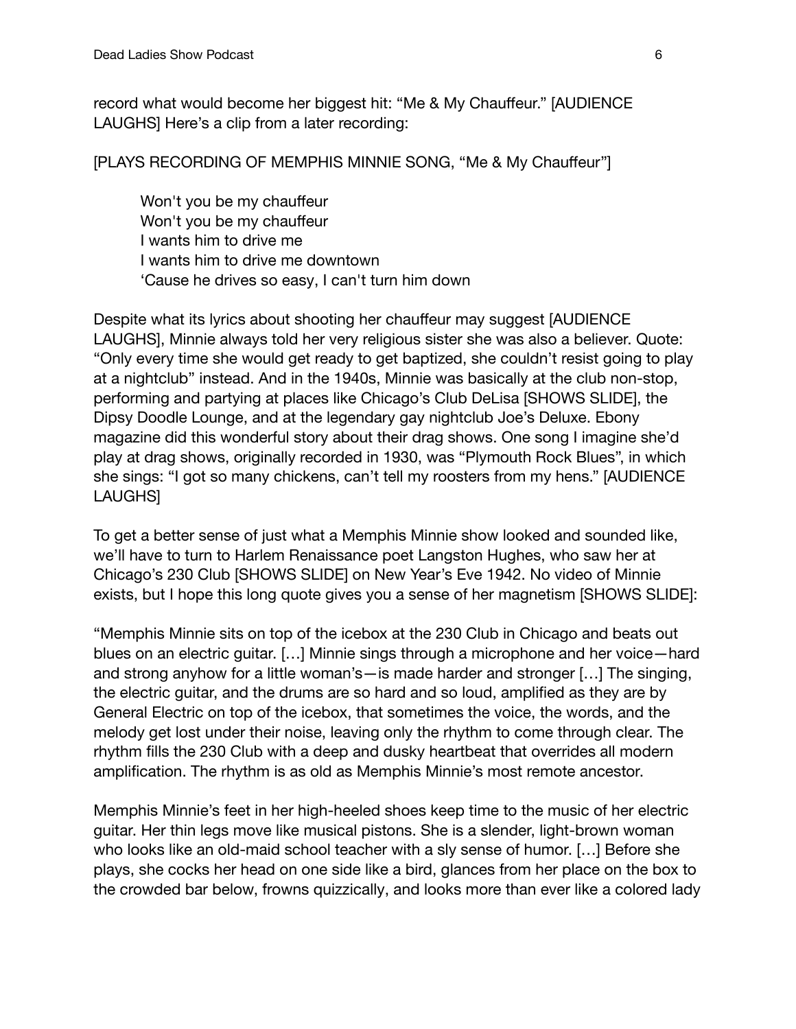record what would become her biggest hit: "Me & My Chauffeur." [AUDIENCE LAUGHS] Here's a clip from a later recording:

[PLAYS RECORDING OF MEMPHIS MINNIE SONG, "Me & My Chauffeur"]

> Won't you be my chauffeur
> Won't you be my chauffeur
> I wants him to drive me
> I wants him to drive me downtown
> 'Cause he drives so easy, I can't turn him down

Despite what its lyrics about shooting her chauffeur may suggest [AUDIENCE LAUGHS], Minnie always told her very religious sister she was also a believer. Quote: "Only every time she would get ready to get baptized, she couldn't resist going to play at a nightclub" instead. And in the 1940s, Minnie was basically at the club non-stop, performing and partying at places like Chicago's Club DeLisa [SHOWS SLIDE], the Dipsy Doodle Lounge, and at the legendary gay nightclub Joe's Deluxe. Ebony magazine did this wonderful story about their drag shows. One song I imagine she'd play at drag shows, originally recorded in 1930, was "Plymouth Rock Blues", in which she sings: "I got so many chickens, can't tell my roosters from my hens." [AUDIENCE LAUGHS]

To get a better sense of just what a Memphis Minnie show looked and sounded like, we'll have to turn to Harlem Renaissance poet Langston Hughes, who saw her at Chicago's 230 Club [SHOWS SLIDE] on New Year's Eve 1942. No video of Minnie exists, but I hope this long quote gives you a sense of her magnetism [SHOWS SLIDE]:

"Memphis Minnie sits on top of the icebox at the 230 Club in Chicago and beats out blues on an electric guitar. […] Minnie sings through a microphone and her voice—hard and strong anyhow for a little woman's—is made harder and stronger […] The singing, the electric guitar, and the drums are so hard and so loud, amplified as they are by General Electric on top of the icebox, that sometimes the voice, the words, and the melody get lost under their noise, leaving only the rhythm to come through clear. The rhythm fills the 230 Club with a deep and dusky heartbeat that overrides all modern amplification. The rhythm is as old as Memphis Minnie's most remote ancestor.

Memphis Minnie's feet in her high-heeled shoes keep time to the music of her electric guitar. Her thin legs move like musical pistons. She is a slender, light-brown woman who looks like an old-maid school teacher with a sly sense of humor. […] Before she plays, she cocks her head on one side like a bird, glances from her place on the box to the crowded bar below, frowns quizzically, and looks more than ever like a colored lady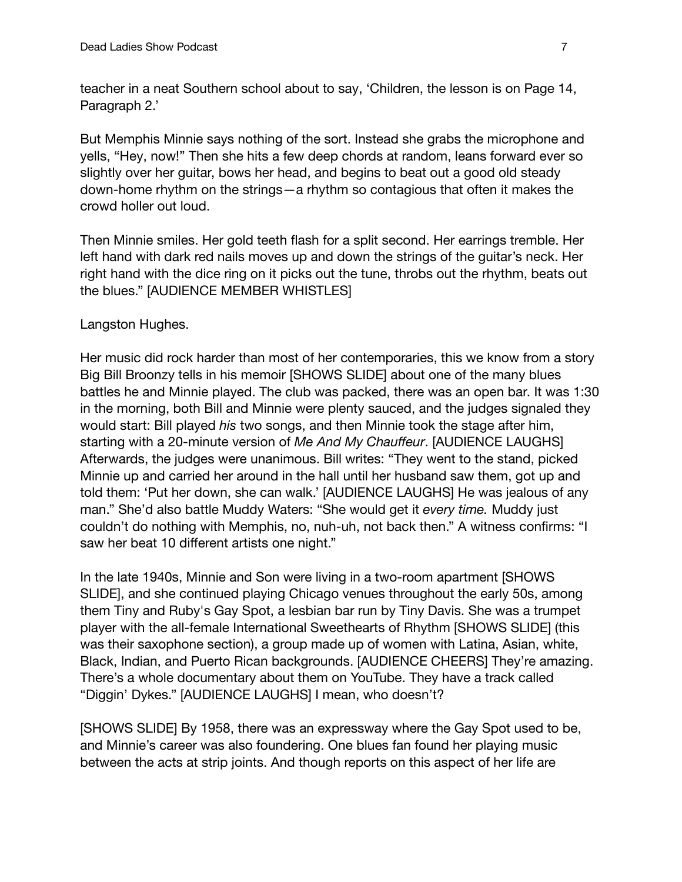teacher in a neat Southern school about to say, 'Children, the lesson is on Page 14, Paragraph 2.'

But Memphis Minnie says nothing of the sort. Instead she grabs the microphone and yells, "Hey, now!" Then she hits a few deep chords at random, leans forward ever so slightly over her guitar, bows her head, and begins to beat out a good old steady down-home rhythm on the strings—a rhythm so contagious that often it makes the crowd holler out loud.

Then Minnie smiles. Her gold teeth flash for a split second. Her earrings tremble. Her left hand with dark red nails moves up and down the strings of the guitar's neck. Her right hand with the dice ring on it picks out the tune, throbs out the rhythm, beats out the blues." [AUDIENCE MEMBER WHISTLES]

Langston Hughes.

Her music did rock harder than most of her contemporaries, this we know from a story Big Bill Broonzy tells in his memoir [SHOWS SLIDE] about one of the many blues battles he and Minnie played. The club was packed, there was an open bar. It was 1:30 in the morning, both Bill and Minnie were plenty sauced, and the judges signaled they would start: Bill played *his* two songs, and then Minnie took the stage after him, starting with a 20-minute version of *Me And My Chauffeur*. [AUDIENCE LAUGHS] Afterwards, the judges were unanimous. Bill writes: "They went to the stand, picked Minnie up and carried her around in the hall until her husband saw them, got up and told them: 'Put her down, she can walk.' [AUDIENCE LAUGHS] He was jealous of any man." She'd also battle Muddy Waters: "She would get it *every time.* Muddy just couldn't do nothing with Memphis, no, nuh-uh, not back then." A witness confirms: "I saw her beat 10 different artists one night."

In the late 1940s, Minnie and Son were living in a two-room apartment [SHOWS SLIDE], and she continued playing Chicago venues throughout the early 50s, among them Tiny and Ruby's Gay Spot, a lesbian bar run by Tiny Davis. She was a trumpet player with the all-female International Sweethearts of Rhythm [SHOWS SLIDE] (this was their saxophone section), a group made up of women with Latina, Asian, white, Black, Indian, and Puerto Rican backgrounds. [AUDIENCE CHEERS] They're amazing. There's a whole documentary about them on YouTube. They have a track called "Diggin' Dykes." [AUDIENCE LAUGHS] I mean, who doesn't?

[SHOWS SLIDE] By 1958, there was an expressway where the Gay Spot used to be, and Minnie's career was also foundering. One blues fan found her playing music between the acts at strip joints. And though reports on this aspect of her life are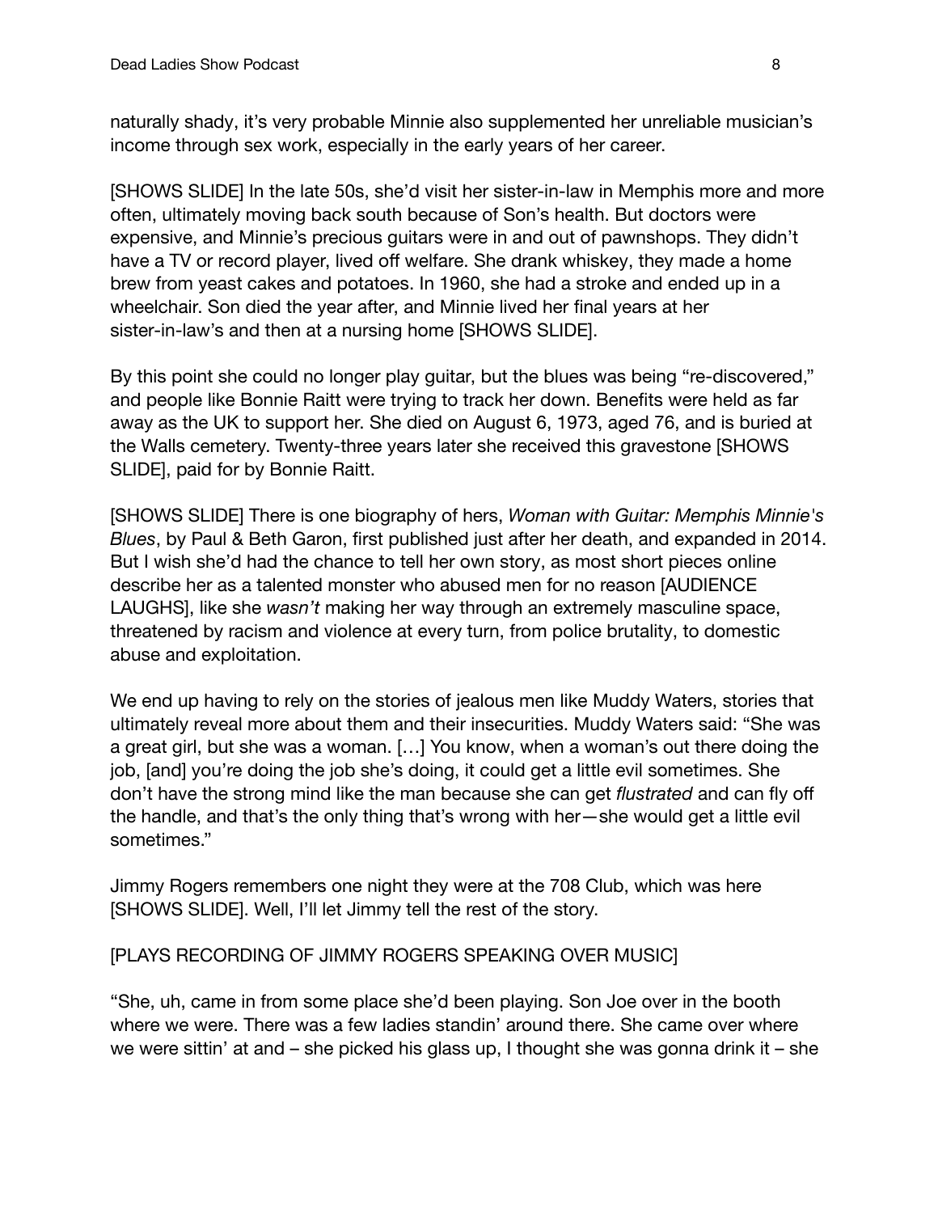naturally shady, it's very probable Minnie also supplemented her unreliable musician's income through sex work, especially in the early years of her career.

[SHOWS SLIDE] In the late 50s, she'd visit her sister-in-law in Memphis more and more often, ultimately moving back south because of Son's health. But doctors were expensive, and Minnie's precious guitars were in and out of pawnshops. They didn't have a TV or record player, lived off welfare. She drank whiskey, they made a home brew from yeast cakes and potatoes. In 1960, she had a stroke and ended up in a wheelchair. Son died the year after, and Minnie lived her final years at her sister-in-law's and then at a nursing home [SHOWS SLIDE].

By this point she could no longer play guitar, but the blues was being "re-discovered," and people like Bonnie Raitt were trying to track her down. Benefits were held as far away as the UK to support her. She died on August 6, 1973, aged 76, and is buried at the Walls cemetery. Twenty-three years later she received this gravestone [SHOWS SLIDE], paid for by Bonnie Raitt.

[SHOWS SLIDE] There is one biography of hers, *Woman with Guitar: Memphis Minnie's Blues*, by Paul & Beth Garon, first published just after her death, and expanded in 2014. But I wish she'd had the chance to tell her own story, as most short pieces online describe her as a talented monster who abused men for no reason [AUDIENCE LAUGHS], like she *wasn't* making her way through an extremely masculine space, threatened by racism and violence at every turn, from police brutality, to domestic abuse and exploitation.

We end up having to rely on the stories of jealous men like Muddy Waters, stories that ultimately reveal more about them and their insecurities. Muddy Waters said: "She was a great girl, but she was a woman. […] You know, when a woman's out there doing the job, [and] you're doing the job she's doing, it could get a little evil sometimes. She don't have the strong mind like the man because she can get *flustrated* and can fly off the handle, and that's the only thing that's wrong with her—she would get a little evil sometimes."

Jimmy Rogers remembers one night they were at the 708 Club, which was here [SHOWS SLIDE]. Well, I'll let Jimmy tell the rest of the story.

[PLAYS RECORDING OF JIMMY ROGERS SPEAKING OVER MUSIC]

"She, uh, came in from some place she'd been playing. Son Joe over in the booth where we were. There was a few ladies standin' around there. She came over where we were sittin' at and – she picked his glass up, I thought she was gonna drink it – she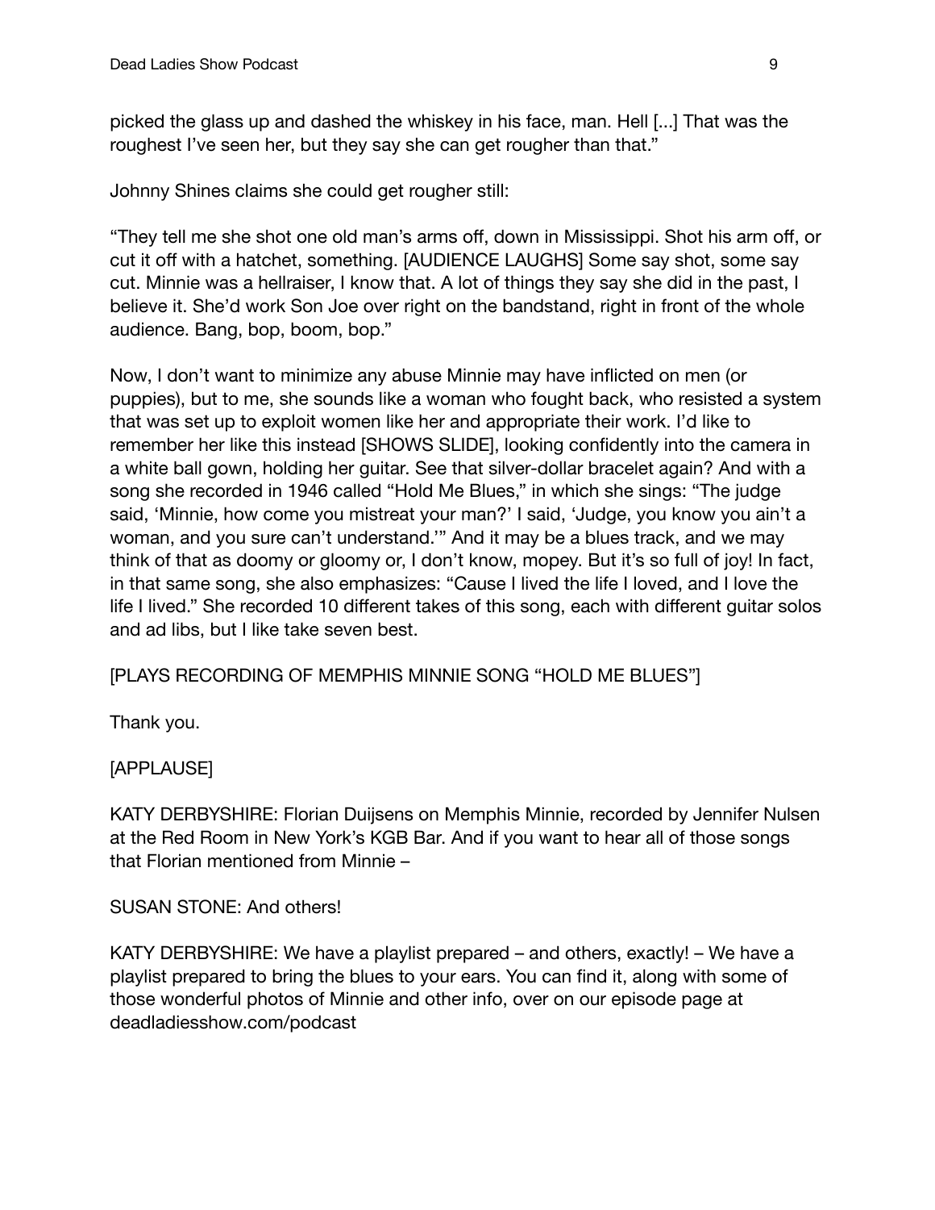picked the glass up and dashed the whiskey in his face, man. Hell [...] That was the roughest I've seen her, but they say she can get rougher than that."

Johnny Shines claims she could get rougher still:

"They tell me she shot one old man's arms off, down in Mississippi. Shot his arm off, or cut it off with a hatchet, something. [AUDIENCE LAUGHS] Some say shot, some say cut. Minnie was a hellraiser, I know that. A lot of things they say she did in the past, I believe it. She'd work Son Joe over right on the bandstand, right in front of the whole audience. Bang, bop, boom, bop."

Now, I don't want to minimize any abuse Minnie may have inflicted on men (or puppies), but to me, she sounds like a woman who fought back, who resisted a system that was set up to exploit women like her and appropriate their work. I'd like to remember her like this instead [SHOWS SLIDE], looking confidently into the camera in a white ball gown, holding her guitar. See that silver-dollar bracelet again? And with a song she recorded in 1946 called "Hold Me Blues," in which she sings: "The judge said, 'Minnie, how come you mistreat your man?' I said, 'Judge, you know you ain't a woman, and you sure can't understand.'" And it may be a blues track, and we may think of that as doomy or gloomy or, I don't know, mopey. But it's so full of joy! In fact, in that same song, she also emphasizes: "Cause I lived the life I loved, and I love the life I lived." She recorded 10 different takes of this song, each with different guitar solos and ad libs, but I like take seven best.

[PLAYS RECORDING OF MEMPHIS MINNIE SONG "HOLD ME BLUES"]

Thank you.

[APPLAUSE]

KATY DERBYSHIRE: Florian Duijsens on Memphis Minnie, recorded by Jennifer Nulsen at the Red Room in New York's KGB Bar. And if you want to hear all of those songs that Florian mentioned from Minnie –

SUSAN STONE: And others!

KATY DERBYSHIRE: We have a playlist prepared – and others, exactly! – We have a playlist prepared to bring the blues to your ears. You can find it, along with some of those wonderful photos of Minnie and other info, over on our episode page at deadladiesshow.com/podcast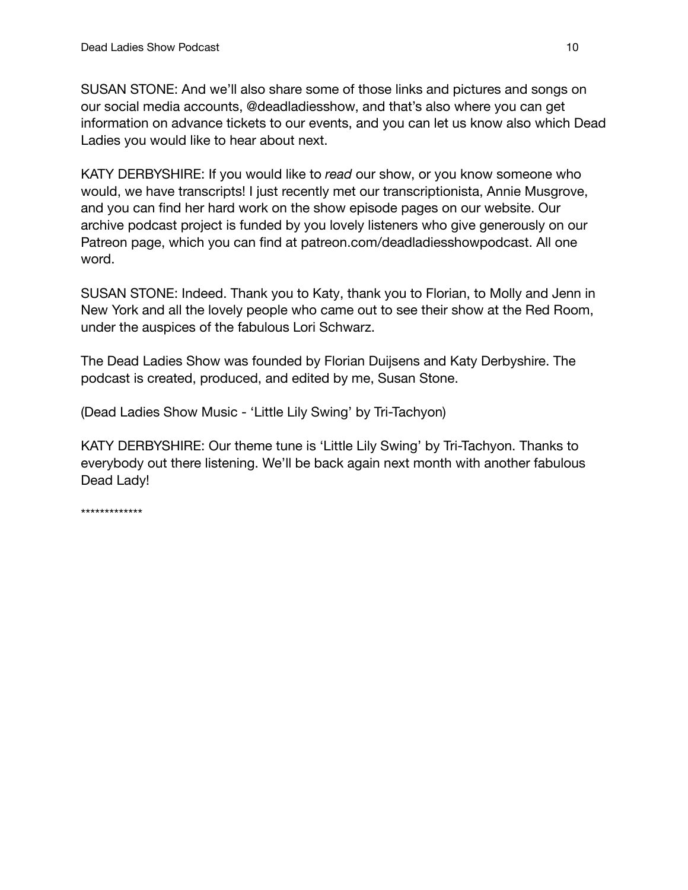SUSAN STONE: And we'll also share some of those links and pictures and songs on our social media accounts, @deadladiesshow, and that's also where you can get information on advance tickets to our events, and you can let us know also which Dead Ladies you would like to hear about next.

KATY DERBYSHIRE: If you would like to *read* our show, or you know someone who would, we have transcripts! I just recently met our transcriptionista, Annie Musgrove, and you can find her hard work on the show episode pages on our website. Our archive podcast project is funded by you lovely listeners who give generously on our Patreon page, which you can find at patreon.com/deadladiesshowpodcast. All one word.

SUSAN STONE: Indeed. Thank you to Katy, thank you to Florian, to Molly and Jenn in New York and all the lovely people who came out to see their show at the Red Room, under the auspices of the fabulous Lori Schwarz.

The Dead Ladies Show was founded by Florian Duijsens and Katy Derbyshire. The podcast is created, produced, and edited by me, Susan Stone.

(Dead Ladies Show Music - 'Little Lily Swing' by Tri-Tachyon)

KATY DERBYSHIRE: Our theme tune is 'Little Lily Swing' by Tri-Tachyon. Thanks to everybody out there listening. We'll be back again next month with another fabulous Dead Lady!

*************